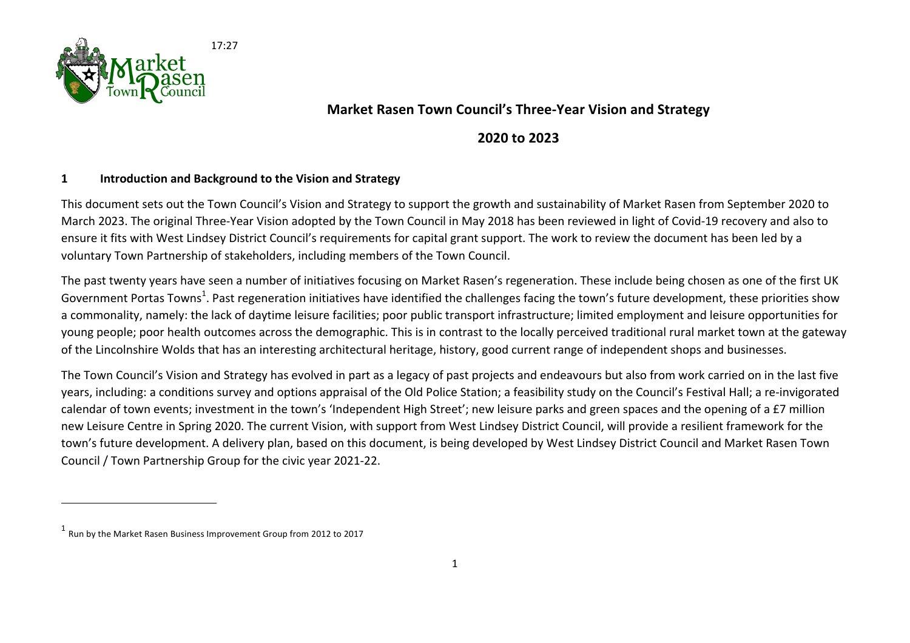17:27

# Market Rasen Town Council's Three-Year Vision and Strategy

## 2020 to 2023

### 1 Introduction and Background to the Vision and Strategy

This document sets out the Town Council's Vision and Strategy to support the growth and sustainability of Market Rasen from September 2020 to March 2023. The original Three-Year Vision adopted by the Town Council in May 2018 has been reviewed in light of Covid-19 recovery and also to ensure it fits with West Lindsey District Council's requirements for capital grant support. The work to review the document has been led by a voluntary Town Partnership of stakeholders, including members of the Town Council.

The past twenty years have seen a number of initiatives focusing on Market Rasen's regeneration. These include being chosen as one of the first UK Government Portas Towns[1]. Past regeneration initiatives have identified the challenges facing the town's future development, these priorities show a commonality, namely: the lack of daytime leisure facilities; poor public transport infrastructure; limited employment and leisure opportunities for young people; poor health outcomes across the demographic. This is in contrast to the locally perceived traditional rural market town at the gateway of the Lincolnshire Wolds that has an interesting architectural heritage, history, good current range of independent shops and businesses.

The Town Council's Vision and Strategy has evolved in part as a legacy of past projects and endeavours but also from work carried on in the last five years, including: a conditions survey and options appraisal of the Old Police Station; a feasibility study on the Council's Festival Hall; a re-invigorated calendar of town events; investment in the town's 'Independent High Street'; new leisure parks and green spaces and the opening of a £7 million new Leisure Centre in Spring 2020. The current Vision, with support from West Lindsey District Council, will provide a resilient framework for the town's future development. A delivery plan, based on this document, is being developed by West Lindsey District Council and Market Rasen Town Council / Town Partnership Group for the civic year 2021-22.

---

[1] Run by the Market Rasen Business Improvement Group from 2012 to 2017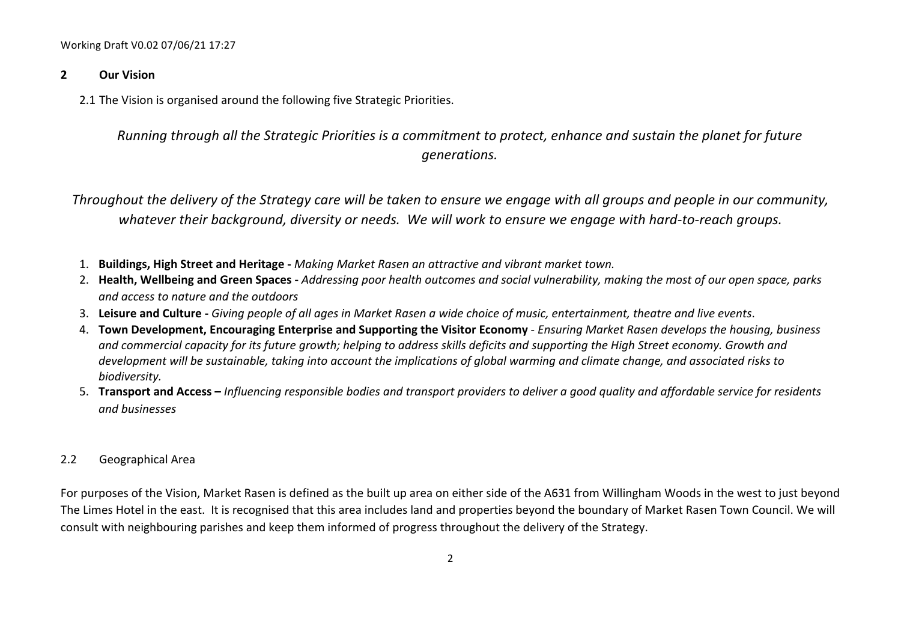## 2 Our Vision

2.1 The Vision is organised around the following five Strategic Priorities.

*Running through all the Strategic Priorities is a commitment to protect, enhance and sustain the planet for future generations.*

*Throughout the delivery of the Strategy care will be taken to ensure we engage with all groups and people in our community, whatever their background, diversity or needs. We will work to ensure we engage with hard-to-reach groups.*

1. **Buildings, High Street and Heritage -** *Making Market Rasen an attractive and vibrant market town.*
2. **Health, Wellbeing and Green Spaces -** *Addressing poor health outcomes and social vulnerability, making the most of our open space, parks and access to nature and the outdoors*
3. **Leisure and Culture -** *Giving people of all ages in Market Rasen a wide choice of music, entertainment, theatre and live events*.
4. **Town Development, Encouraging Enterprise and Supporting the Visitor Economy** - *Ensuring Market Rasen develops the housing, business and commercial capacity for its future growth; helping to address skills deficits and supporting the High Street economy. Growth and development will be sustainable, taking into account the implications of global warming and climate change, and associated risks to biodiversity.*
5. **Transport and Access –** *Influencing responsible bodies and transport providers to deliver a good quality and affordable service for residents and businesses*

### 2.2 Geographical Area

For purposes of the Vision, Market Rasen is defined as the built up area on either side of the A631 from Willingham Woods in the west to just beyond The Limes Hotel in the east. It is recognised that this area includes land and properties beyond the boundary of Market Rasen Town Council. We will consult with neighbouring parishes and keep them informed of progress throughout the delivery of the Strategy.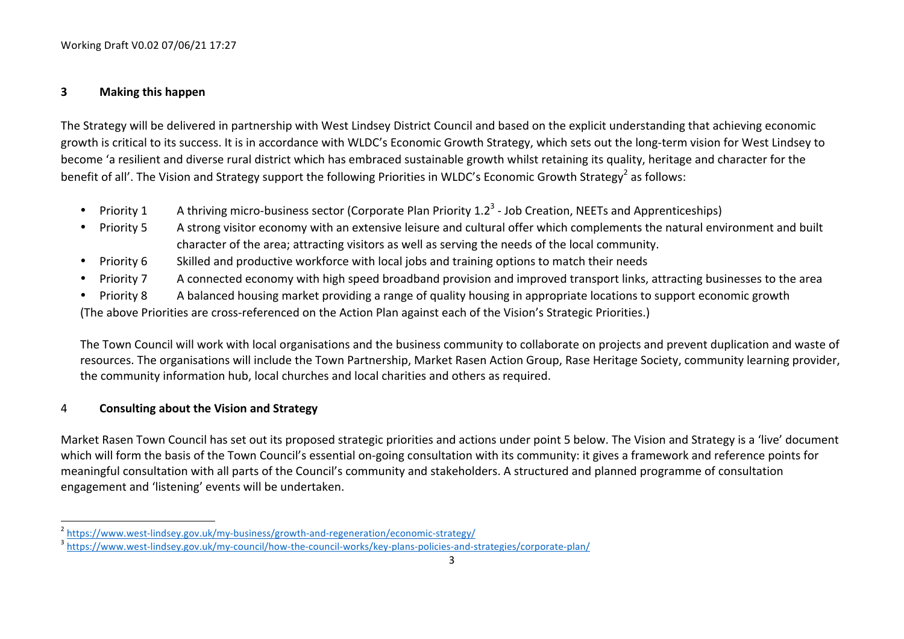## 3 Making this happen

The Strategy will be delivered in partnership with West Lindsey District Council and based on the explicit understanding that achieving economic growth is critical to its success. It is in accordance with WLDC's Economic Growth Strategy, which sets out the long-term vision for West Lindsey to become 'a resilient and diverse rural district which has embraced sustainable growth whilst retaining its quality, heritage and character for the benefit of all'. The Vision and Strategy support the following Priorities in WLDC's Economic Growth Strategy[2] as follows:

- Priority 1 A thriving micro-business sector (Corporate Plan Priority 1.2[3] - Job Creation, NEETs and Apprenticeships)
- Priority 5 A strong visitor economy with an extensive leisure and cultural offer which complements the natural environment and built character of the area; attracting visitors as well as serving the needs of the local community.
- Priority 6 Skilled and productive workforce with local jobs and training options to match their needs
- Priority 7 A connected economy with high speed broadband provision and improved transport links, attracting businesses to the area
- Priority 8 A balanced housing market providing a range of quality housing in appropriate locations to support economic growth

(The above Priorities are cross-referenced on the Action Plan against each of the Vision's Strategic Priorities.)

The Town Council will work with local organisations and the business community to collaborate on projects and prevent duplication and waste of resources. The organisations will include the Town Partnership, Market Rasen Action Group, Rase Heritage Society, community learning provider, the community information hub, local churches and local charities and others as required.

## 4 Consulting about the Vision and Strategy

Market Rasen Town Council has set out its proposed strategic priorities and actions under point 5 below. The Vision and Strategy is a 'live' document which will form the basis of the Town Council's essential on-going consultation with its community: it gives a framework and reference points for meaningful consultation with all parts of the Council's community and stakeholders. A structured and planned programme of consultation engagement and 'listening' events will be undertaken.

[2] https://www.west-lindsey.gov.uk/my-business/growth-and-regeneration/economic-strategy/

[3] https://www.west-lindsey.gov.uk/my-council/how-the-council-works/key-plans-policies-and-strategies/corporate-plan/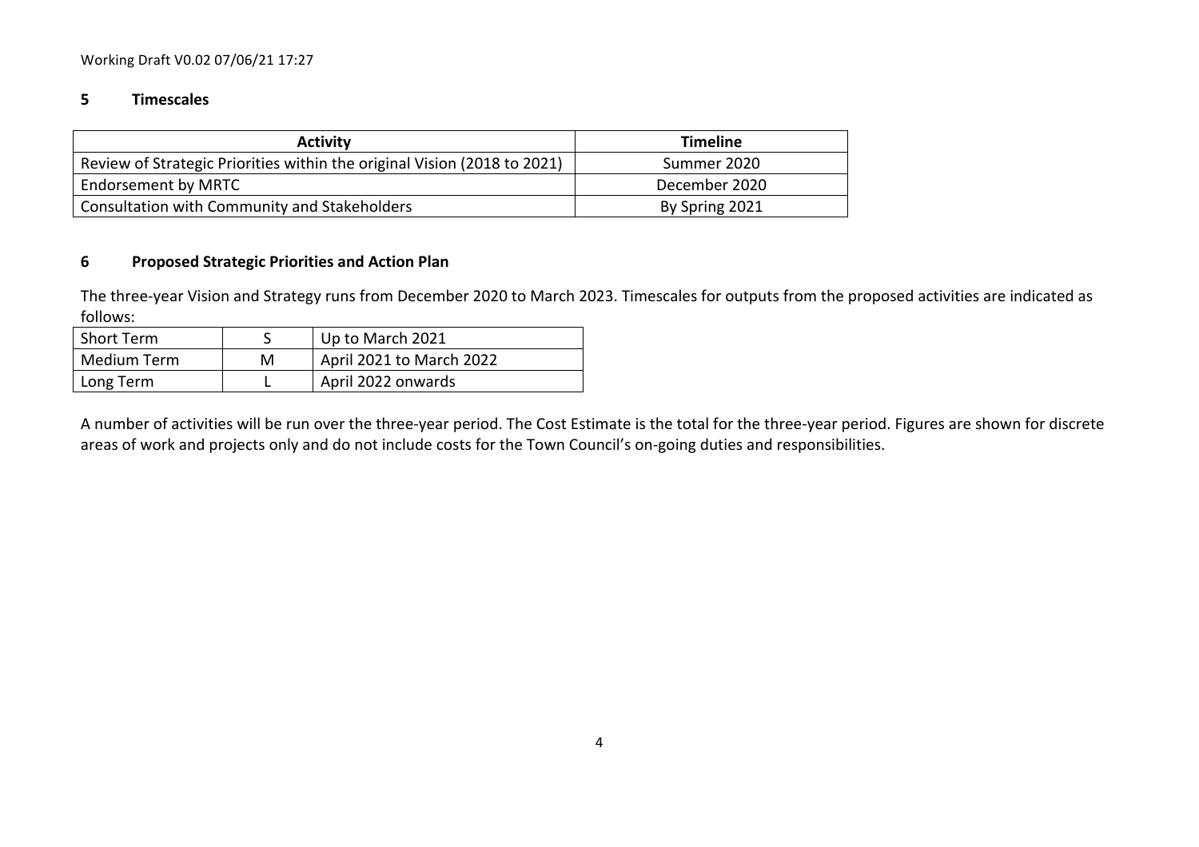## 5 Timescales

| Activity | Timeline |
|---|---|
| Review of Strategic Priorities within the original Vision (2018 to 2021) | Summer 2020 |
| Endorsement by MRTC | December 2020 |
| Consultation with Community and Stakeholders | By Spring 2021 |

## 6 Proposed Strategic Priorities and Action Plan

The three-year Vision and Strategy runs from December 2020 to March 2023. Timescales for outputs from the proposed activities are indicated as follows:

| | | |
|---|---|---|
| Short Term | S | Up to March 2021 |
| Medium Term | M | April 2021 to March 2022 |
| Long Term | L | April 2022 onwards |

A number of activities will be run over the three-year period. The Cost Estimate is the total for the three-year period. Figures are shown for discrete areas of work and projects only and do not include costs for the Town Council's on-going duties and responsibilities.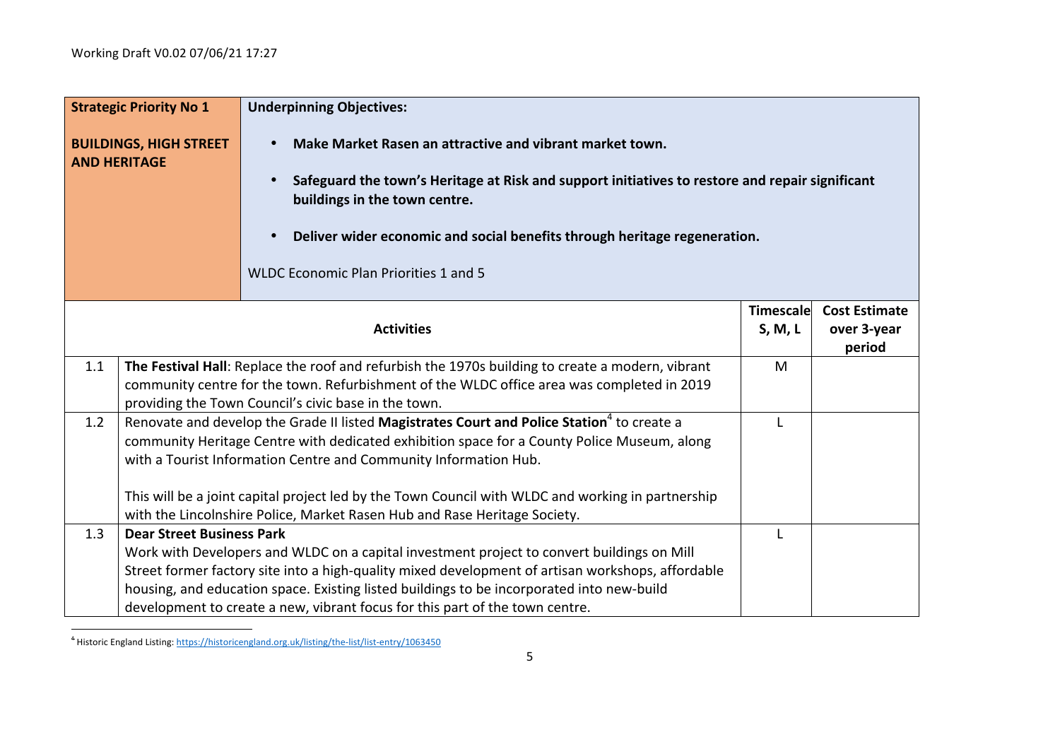Working Draft V0.02 07/06/21 17:27

| **Strategic Priority No 1**<br><br>**BUILDINGS, HIGH STREET AND HERITAGE** | **Underpinning Objectives:**<br><br>• **Make Market Rasen an attractive and vibrant market town.**<br>• **Safeguard the town's Heritage at Risk and support initiatives to restore and repair significant buildings in the town centre.**<br>• **Deliver wider economic and social benefits through heritage regeneration.**<br><br>WLDC Economic Plan Priorities 1 and 5 | | |
|---|---|---|---|
| | **Activities** | **Timescale S, M, L** | **Cost Estimate over 3-year period** |
| 1.1 | **The Festival Hall**: Replace the roof and refurbish the 1970s building to create a modern, vibrant community centre for the town. Refurbishment of the WLDC office area was completed in 2019 providing the Town Council's civic base in the town. | M | |
| 1.2 | Renovate and develop the Grade II listed **Magistrates Court and Police Station**[4] to create a community Heritage Centre with dedicated exhibition space for a County Police Museum, along with a Tourist Information Centre and Community Information Hub.<br><br>This will be a joint capital project led by the Town Council with WLDC and working in partnership with the Lincolnshire Police, Market Rasen Hub and Rase Heritage Society. | L | |
| 1.3 | **Dear Street Business Park**<br>Work with Developers and WLDC on a capital investment project to convert buildings on Mill Street former factory site into a high-quality mixed development of artisan workshops, affordable housing, and education space. Existing listed buildings to be incorporated into new-build development to create a new, vibrant focus for this part of the town centre. | L | |

[4] Historic England Listing: https://historicengland.org.uk/listing/the-list/list-entry/1063450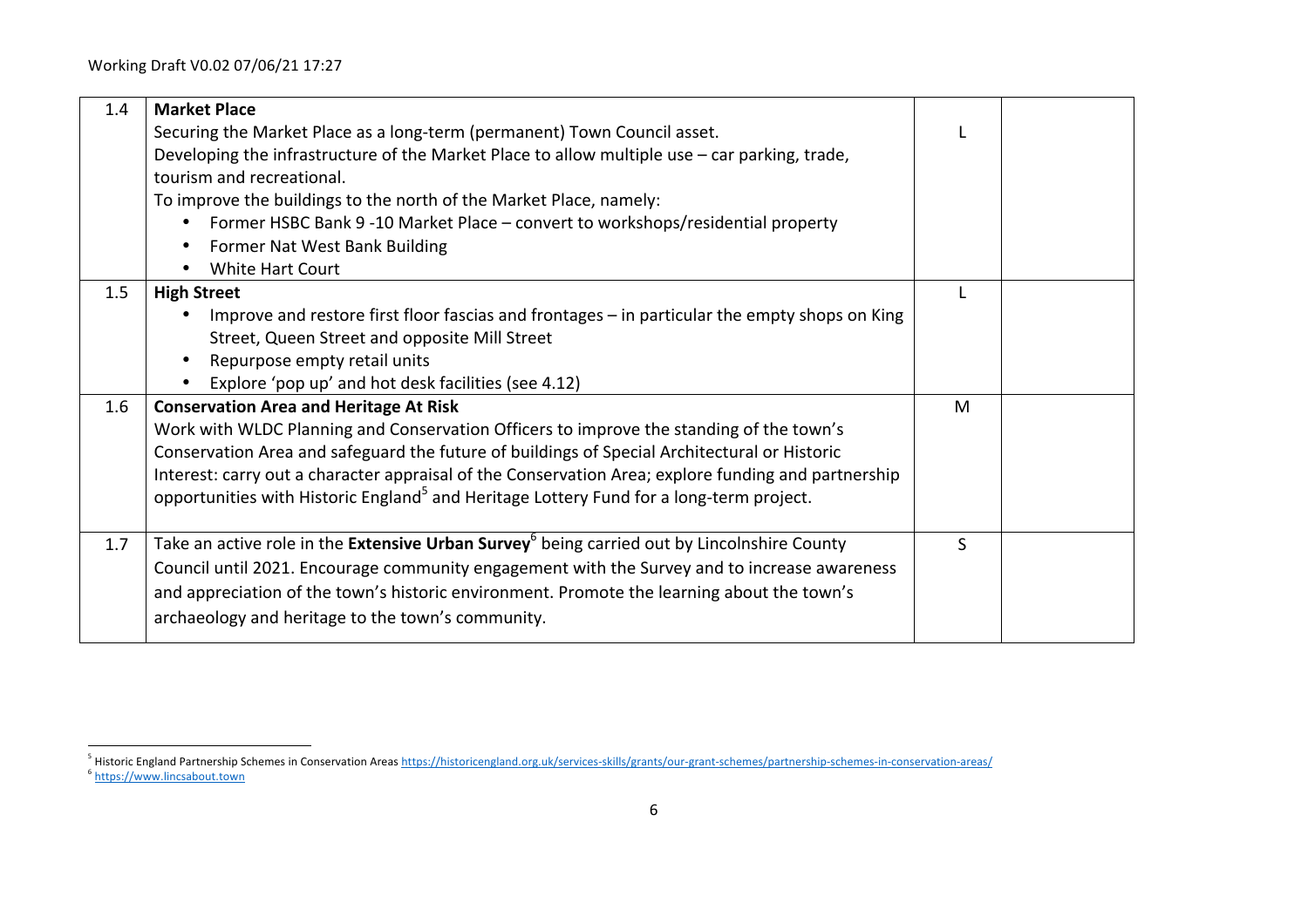| | | | |
|---|---|---|---|
| 1.4 | **Market Place**<br>Securing the Market Place as a long-term (permanent) Town Council asset.<br>Developing the infrastructure of the Market Place to allow multiple use – car parking, trade, tourism and recreational.<br>To improve the buildings to the north of the Market Place, namely:<br>• Former HSBC Bank 9 -10 Market Place – convert to workshops/residential property<br>• Former Nat West Bank Building<br>• White Hart Court | L | |
| 1.5 | **High Street**<br>• Improve and restore first floor fascias and frontages – in particular the empty shops on King Street, Queen Street and opposite Mill Street<br>• Repurpose empty retail units<br>• Explore 'pop up' and hot desk facilities (see 4.12) | L | |
| 1.6 | **Conservation Area and Heritage At Risk**<br>Work with WLDC Planning and Conservation Officers to improve the standing of the town's Conservation Area and safeguard the future of buildings of Special Architectural or Historic Interest: carry out a character appraisal of the Conservation Area; explore funding and partnership opportunities with Historic England[5] and Heritage Lottery Fund for a long-term project. | M | |
| 1.7 | Take an active role in the **Extensive Urban Survey**[6] being carried out by Lincolnshire County Council until 2021. Encourage community engagement with the Survey and to increase awareness and appreciation of the town's historic environment. Promote the learning about the town's archaeology and heritage to the town's community. | S | |

[5] Historic England Partnership Schemes in Conservation Areas https://historicengland.org.uk/services-skills/grants/our-grant-schemes/partnership-schemes-in-conservation-areas/

[6] https://www.lincsabout.town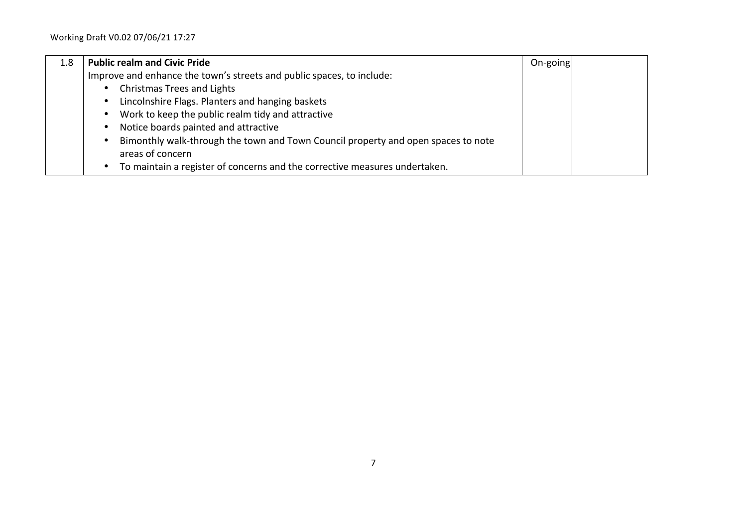| 1.8 | **Public realm and Civic Pride**<br>Improve and enhance the town's streets and public spaces, to include:<br>• Christmas Trees and Lights<br>• Lincolnshire Flags. Planters and hanging baskets<br>• Work to keep the public realm tidy and attractive<br>• Notice boards painted and attractive<br>• Bimonthly walk-through the town and Town Council property and open spaces to note areas of concern<br>• To maintain a register of concerns and the corrective measures undertaken. | On-going | |
|---|---|---|---|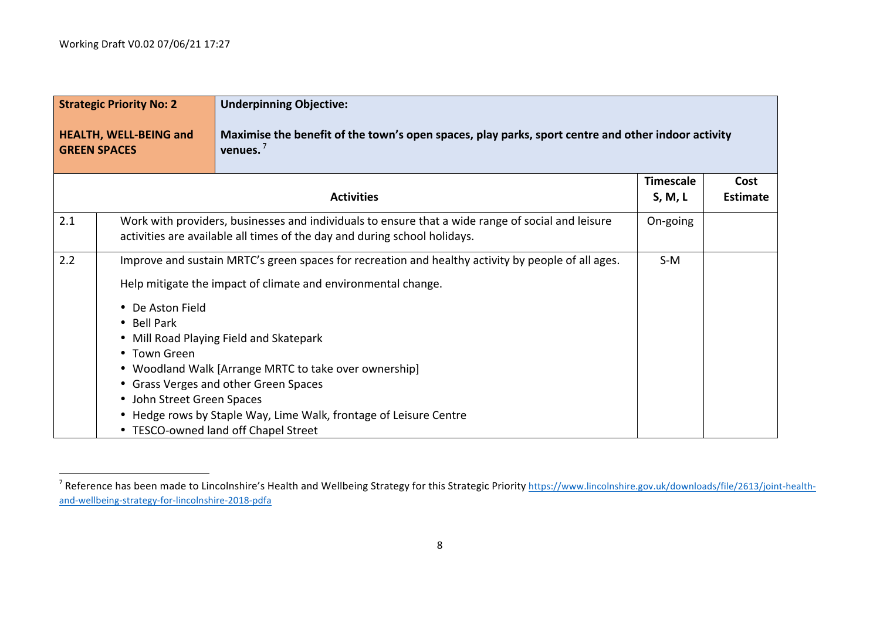| **Strategic Priority No: 2**<br><br>**HEALTH, WELL-BEING and GREEN SPACES** | **Underpinning Objective:**<br><br>**Maximise the benefit of the town's open spaces, play parks, sport centre and other indoor activity venues.** [7] | | |
|---|---|---|---|
| | **Activities** | **Timescale S, M, L** | **Cost Estimate** |
| 2.1 | Work with providers, businesses and individuals to ensure that a wide range of social and leisure activities are available all times of the day and during school holidays. | On-going | |
| 2.2 | Improve and sustain MRTC's green spaces for recreation and healthy activity by people of all ages.<br><br>Help mitigate the impact of climate and environmental change.<br><br>• De Aston Field<br>• Bell Park<br>• Mill Road Playing Field and Skatepark<br>• Town Green<br>• Woodland Walk [Arrange MRTC to take over ownership]<br>• Grass Verges and other Green Spaces<br>• John Street Green Spaces<br>• Hedge rows by Staple Way, Lime Walk, frontage of Leisure Centre<br>• TESCO-owned land off Chapel Street | S-M | |

[7] Reference has been made to Lincolnshire's Health and Wellbeing Strategy for this Strategic Priority https://www.lincolnshire.gov.uk/downloads/file/2613/joint-health-and-wellbeing-strategy-for-lincolnshire-2018-pdfa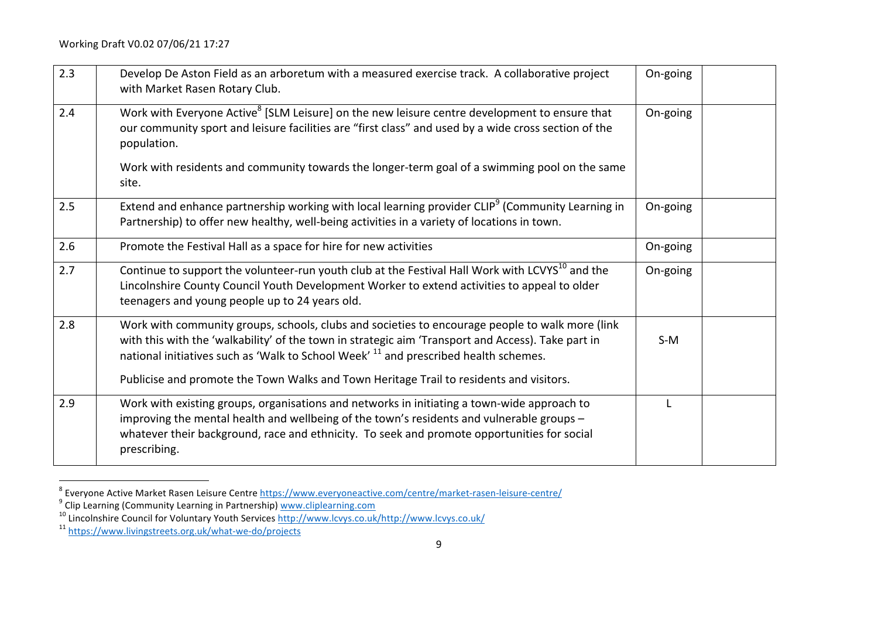| 2.3 | Develop De Aston Field as an arboretum with a measured exercise track. A collaborative project with Market Rasen Rotary Club. | On-going | |
|---|---|---|---|
| 2.4 | Work with Everyone Active[8] [SLM Leisure] on the new leisure centre development to ensure that our community sport and leisure facilities are "first class" and used by a wide cross section of the population.<br><br>Work with residents and community towards the longer-term goal of a swimming pool on the same site. | On-going | |
| 2.5 | Extend and enhance partnership working with local learning provider CLIP[9] (Community Learning in Partnership) to offer new healthy, well-being activities in a variety of locations in town. | On-going | |
| 2.6 | Promote the Festival Hall as a space for hire for new activities | On-going | |
| 2.7 | Continue to support the volunteer-run youth club at the Festival Hall Work with LCVYS[10] and the Lincolnshire County Council Youth Development Worker to extend activities to appeal to older teenagers and young people up to 24 years old. | On-going | |
| 2.8 | Work with community groups, schools, clubs and societies to encourage people to walk more (link with this with the 'walkability' of the town in strategic aim 'Transport and Access). Take part in national initiatives such as 'Walk to School Week' [11] and prescribed health schemes.<br><br>Publicise and promote the Town Walks and Town Heritage Trail to residents and visitors. | S-M | |
| 2.9 | Work with existing groups, organisations and networks in initiating a town-wide approach to improving the mental health and wellbeing of the town's residents and vulnerable groups – whatever their background, race and ethnicity. To seek and promote opportunities for social prescribing. | L | |

[8] Everyone Active Market Rasen Leisure Centre https://www.everyoneactive.com/centre/market-rasen-leisure-centre/

[9] Clip Learning (Community Learning in Partnership) www.cliplearning.com

[10] Lincolnshire Council for Voluntary Youth Services http://www.lcvys.co.uk/http://www.lcvys.co.uk/

[11] https://www.livingstreets.org.uk/what-we-do/projects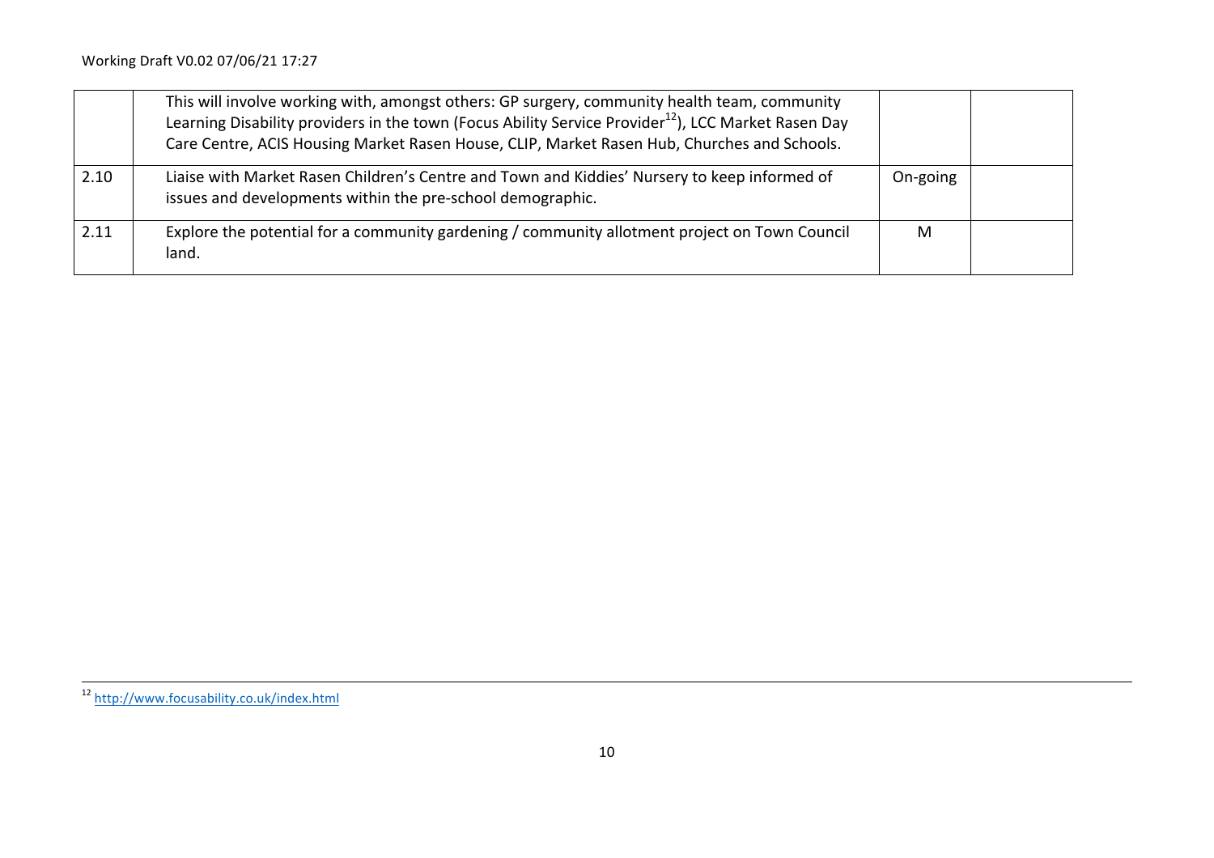| | | | |
|---|---|---|---|
| | This will involve working with, amongst others: GP surgery, community health team, community Learning Disability providers in the town (Focus Ability Service Provider[12]), LCC Market Rasen Day Care Centre, ACIS Housing Market Rasen House, CLIP, Market Rasen Hub, Churches and Schools. | | |
| 2.10 | Liaise with Market Rasen Children's Centre and Town and Kiddies' Nursery to keep informed of issues and developments within the pre-school demographic. | On-going | |
| 2.11 | Explore the potential for a community gardening / community allotment project on Town Council land. | M | |

[12] http://www.focusability.co.uk/index.html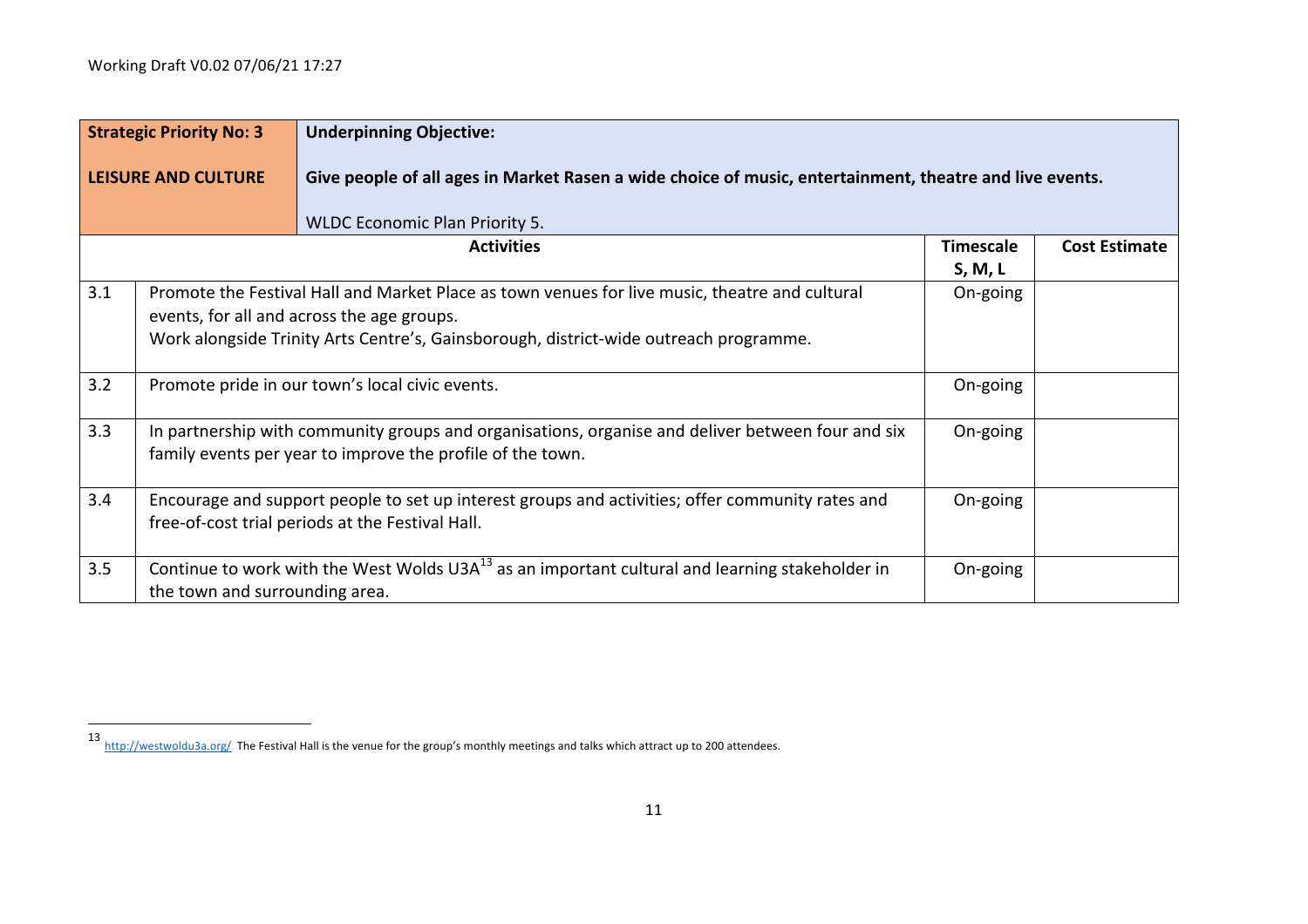Working Draft V0.02 07/06/21 17:27

| **Strategic Priority No: 3**<br><br>**LEISURE AND CULTURE** | **Underpinning Objective:**<br><br>**Give people of all ages in Market Rasen a wide choice of music, entertainment, theatre and live events.**<br><br>WLDC Economic Plan Priority 5. | | |
|---|---|---|---|
| | **Activities** | **Timescale S, M, L** | **Cost Estimate** |
| 3.1 | Promote the Festival Hall and Market Place as town venues for live music, theatre and cultural events, for all and across the age groups.<br>Work alongside Trinity Arts Centre's, Gainsborough, district-wide outreach programme. | On-going | |
| 3.2 | Promote pride in our town's local civic events. | On-going | |
| 3.3 | In partnership with community groups and organisations, organise and deliver between four and six family events per year to improve the profile of the town. | On-going | |
| 3.4 | Encourage and support people to set up interest groups and activities; offer community rates and free-of-cost trial periods at the Festival Hall. | On-going | |
| 3.5 | Continue to work with the West Wolds U3A[13] as an important cultural and learning stakeholder in the town and surrounding area. | On-going | |

[13] http://westwoldu3a.org/ The Festival Hall is the venue for the group's monthly meetings and talks which attract up to 200 attendees.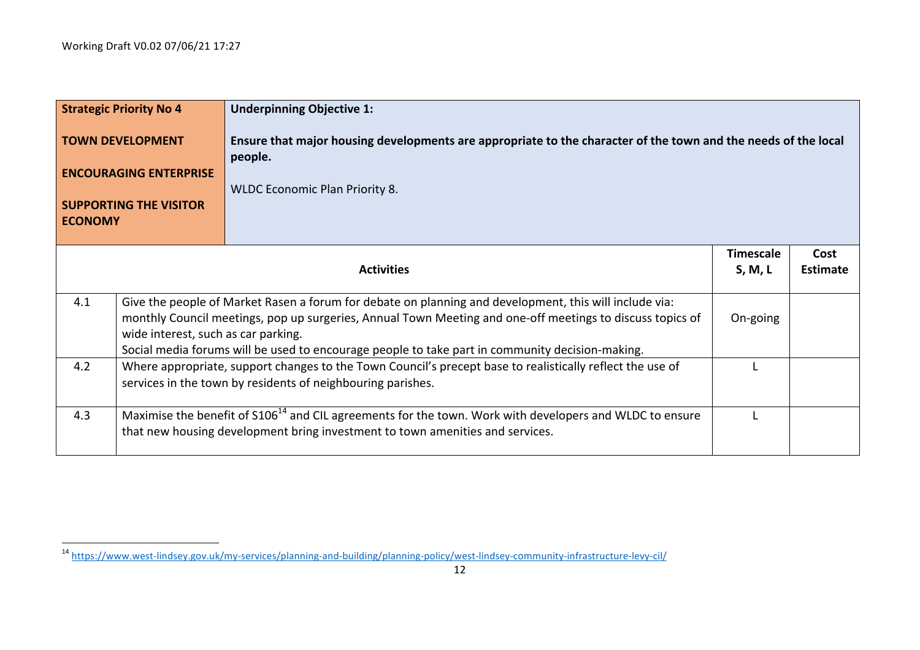| **Strategic Priority No 4**<br><br>**TOWN DEVELOPMENT**<br><br>**ENCOURAGING ENTERPRISE**<br><br>**SUPPORTING THE VISITOR ECONOMY** | **Underpinning Objective 1:**<br><br>**Ensure that major housing developments are appropriate to the character of the town and the needs of the local people.**<br><br>WLDC Economic Plan Priority 8. | | |
|---|---|---|---|
| | **Activities** | **Timescale S, M, L** | **Cost Estimate** |
| 4.1 | Give the people of Market Rasen a forum for debate on planning and development, this will include via: monthly Council meetings, pop up surgeries, Annual Town Meeting and one-off meetings to discuss topics of wide interest, such as car parking.<br>Social media forums will be used to encourage people to take part in community decision-making. | On-going | |
| 4.2 | Where appropriate, support changes to the Town Council's precept base to realistically reflect the use of services in the town by residents of neighbouring parishes. | L | |
| 4.3 | Maximise the benefit of S106[14] and CIL agreements for the town. Work with developers and WLDC to ensure that new housing development bring investment to town amenities and services. | L | |

[14] https://www.west-lindsey.gov.uk/my-services/planning-and-building/planning-policy/west-lindsey-community-infrastructure-levy-cil/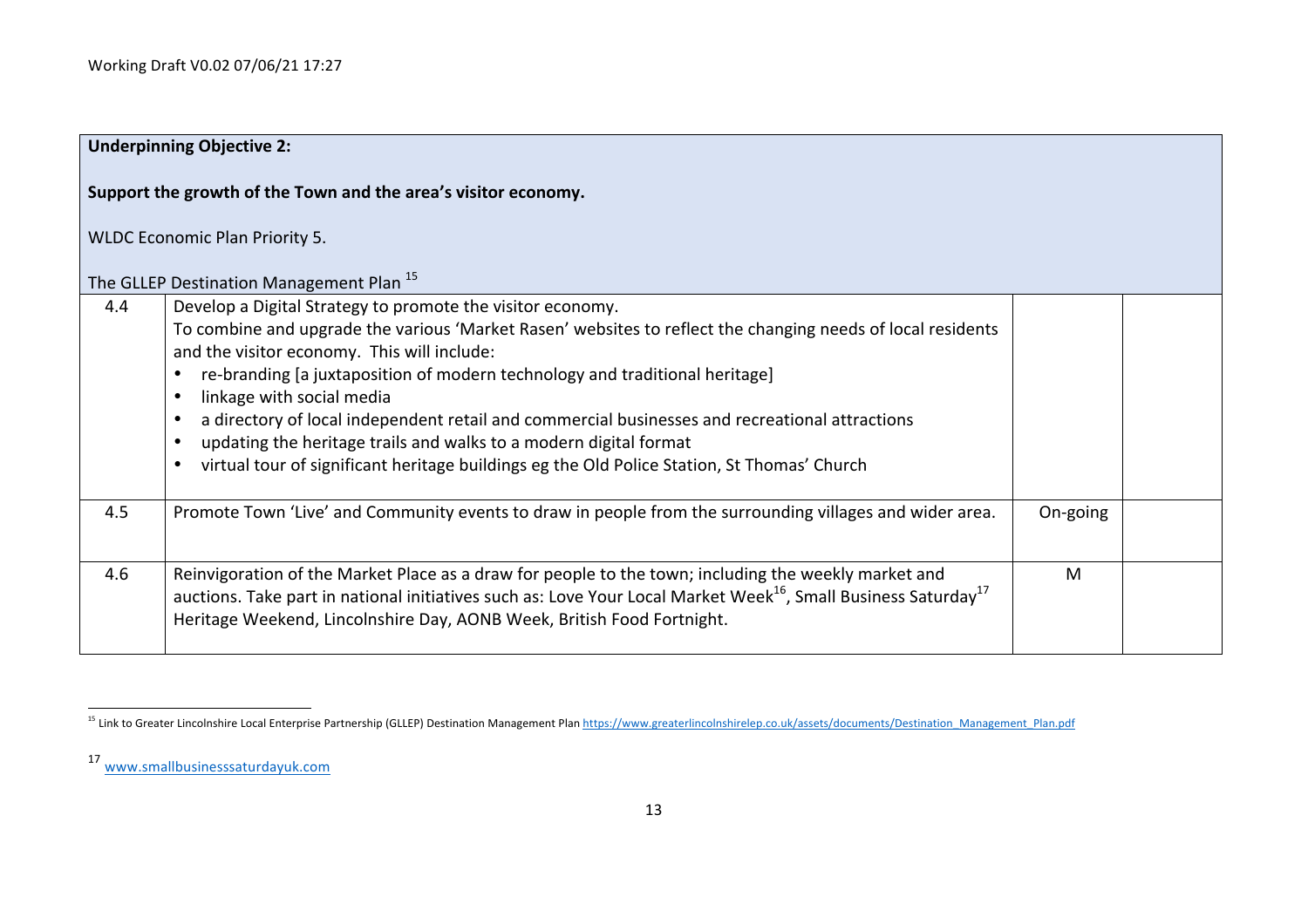**Underpinning Objective 2:**

**Support the growth of the Town and the area's visitor economy.**

WLDC Economic Plan Priority 5.

The GLLEP Destination Management Plan [15]

| | | | |
|---|---|---|---|
| 4.4 | Develop a Digital Strategy to promote the visitor economy.<br>To combine and upgrade the various 'Market Rasen' websites to reflect the changing needs of local residents and the visitor economy. This will include:<br>• re-branding [a juxtaposition of modern technology and traditional heritage]<br>• linkage with social media<br>• a directory of local independent retail and commercial businesses and recreational attractions<br>• updating the heritage trails and walks to a modern digital format<br>• virtual tour of significant heritage buildings eg the Old Police Station, St Thomas' Church | | |
| 4.5 | Promote Town 'Live' and Community events to draw in people from the surrounding villages and wider area. | On-going | |
| 4.6 | Reinvigoration of the Market Place as a draw for people to the town; including the weekly market and auctions. Take part in national initiatives such as: Love Your Local Market Week[16], Small Business Saturday[17] Heritage Weekend, Lincolnshire Day, AONB Week, British Food Fortnight. | M | |

[15] Link to Greater Lincolnshire Local Enterprise Partnership (GLLEP) Destination Management Plan https://www.greaterlincolnshirelep.co.uk/assets/documents/Destination_Management_Plan.pdf

[17] www.smallbusinesssaturdayuk.com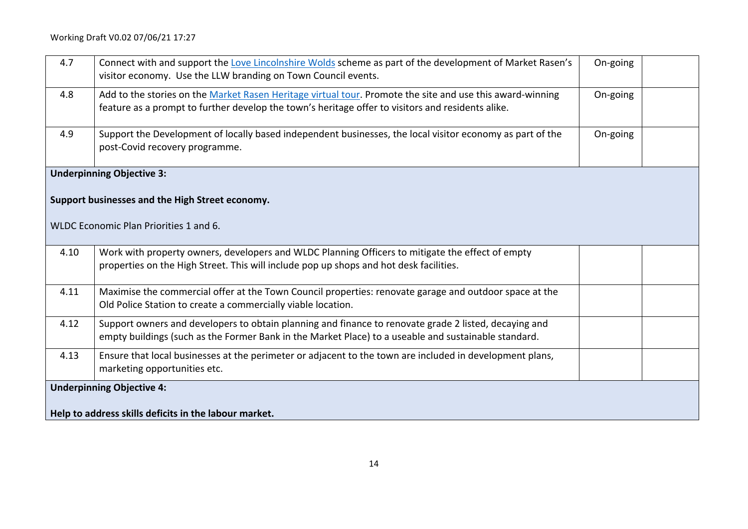| | | | |
|---|---|---|---|
| 4.7 | Connect with and support the Love Lincolnshire Wolds scheme as part of the development of Market Rasen's visitor economy. Use the LLW branding on Town Council events. | On-going | |
| 4.8 | Add to the stories on the Market Rasen Heritage virtual tour. Promote the site and use this award-winning feature as a prompt to further develop the town's heritage offer to visitors and residents alike. | On-going | |
| 4.9 | Support the Development of locally based independent businesses, the local visitor economy as part of the post-Covid recovery programme. | On-going | |
| **Underpinning Objective 3:**<br><br>**Support businesses and the High Street economy.**<br><br>WLDC Economic Plan Priorities 1 and 6. | | | |
| 4.10 | Work with property owners, developers and WLDC Planning Officers to mitigate the effect of empty properties on the High Street. This will include pop up shops and hot desk facilities. | | |
| 4.11 | Maximise the commercial offer at the Town Council properties: renovate garage and outdoor space at the Old Police Station to create a commercially viable location. | | |
| 4.12 | Support owners and developers to obtain planning and finance to renovate grade 2 listed, decaying and empty buildings (such as the Former Bank in the Market Place) to a useable and sustainable standard. | | |
| 4.13 | Ensure that local businesses at the perimeter or adjacent to the town are included in development plans, marketing opportunities etc. | | |
| **Underpinning Objective 4:**<br><br>**Help to address skills deficits in the labour market.** | | | |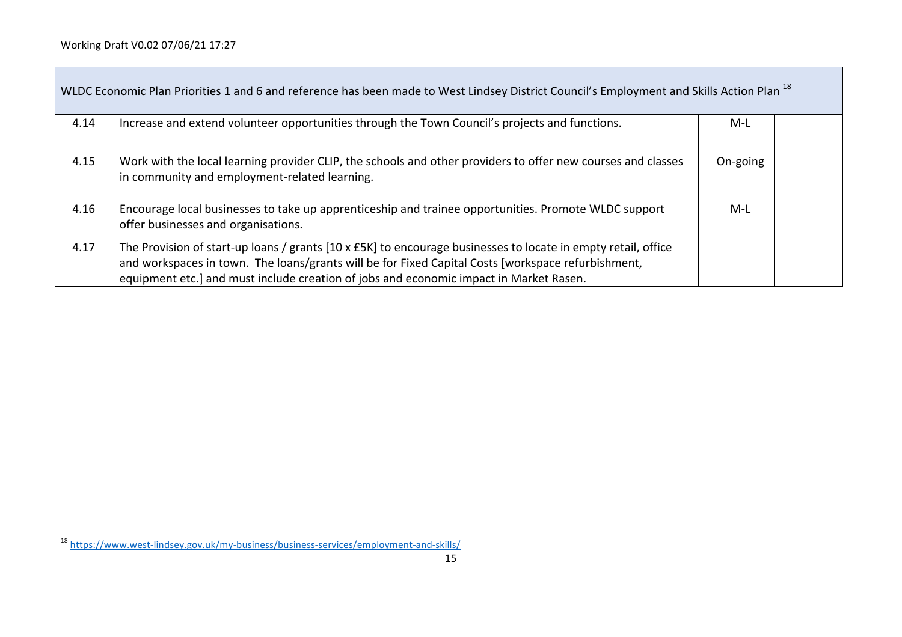| WLDC Economic Plan Priorities 1 and 6 and reference has been made to West Lindsey District Council's Employment and Skills Action Plan [18] | | | |
|---|---|---|---|
| 4.14 | Increase and extend volunteer opportunities through the Town Council's projects and functions. | M-L | |
| 4.15 | Work with the local learning provider CLIP, the schools and other providers to offer new courses and classes in community and employment-related learning. | On-going | |
| 4.16 | Encourage local businesses to take up apprenticeship and trainee opportunities. Promote WLDC support offer businesses and organisations. | M-L | |
| 4.17 | The Provision of start-up loans / grants [10 x £5K] to encourage businesses to locate in empty retail, office and workspaces in town. The loans/grants will be for Fixed Capital Costs [workspace refurbishment, equipment etc.] and must include creation of jobs and economic impact in Market Rasen. | | |

[18] https://www.west-lindsey.gov.uk/my-business/business-services/employment-and-skills/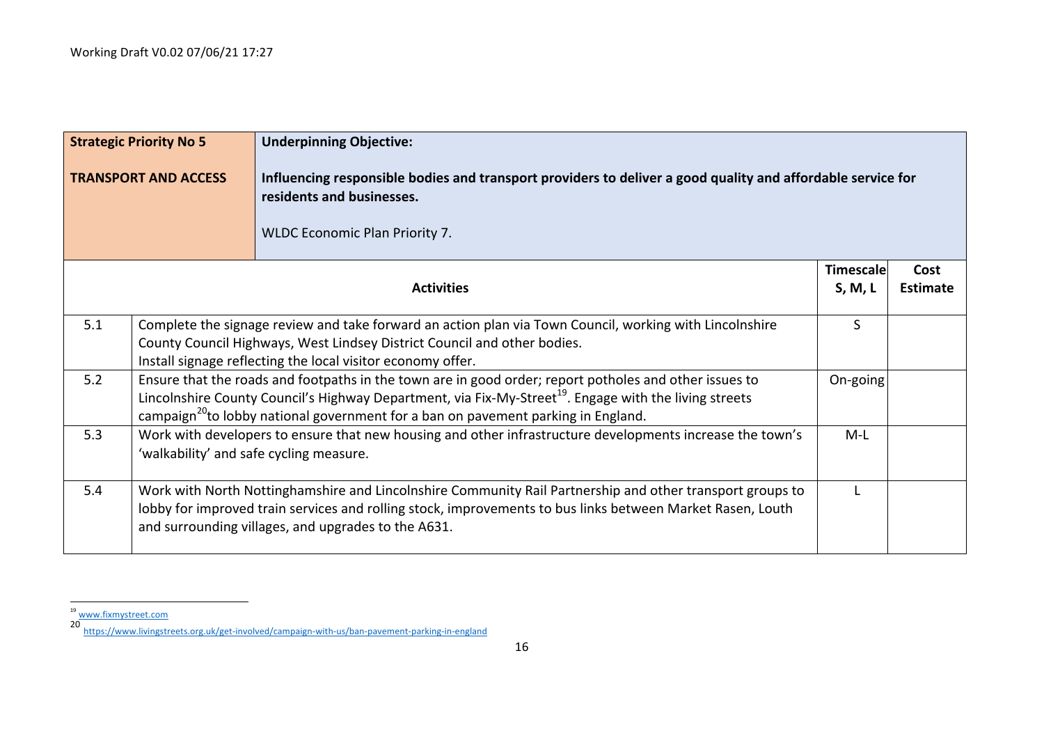Working Draft V0.02 07/06/21 17:27

| Strategic Priority No 5<br><br>TRANSPORT AND ACCESS | Underpinning Objective:<br><br>**Influencing responsible bodies and transport providers to deliver a good quality and affordable service for residents and businesses.**<br><br>WLDC Economic Plan Priority 7. | | |
|---|---|---|---|
| | **Activities** | **Timescale S, M, L** | **Cost Estimate** |
| 5.1 | Complete the signage review and take forward an action plan via Town Council, working with Lincolnshire County Council Highways, West Lindsey District Council and other bodies.<br>Install signage reflecting the local visitor economy offer. | S | |
| 5.2 | Ensure that the roads and footpaths in the town are in good order; report potholes and other issues to Lincolnshire County Council's Highway Department, via Fix-My-Street[19]. Engage with the living streets campaign[20] to lobby national government for a ban on pavement parking in England. | On-going | |
| 5.3 | Work with developers to ensure that new housing and other infrastructure developments increase the town's 'walkability' and safe cycling measure. | M-L | |
| 5.4 | Work with North Nottinghamshire and Lincolnshire Community Rail Partnership and other transport groups to lobby for improved train services and rolling stock, improvements to bus links between Market Rasen, Louth and surrounding villages, and upgrades to the A631. | L | |

[19] www.fixmystreet.com

[20] https://www.livingstreets.org.uk/get-involved/campaign-with-us/ban-pavement-parking-in-england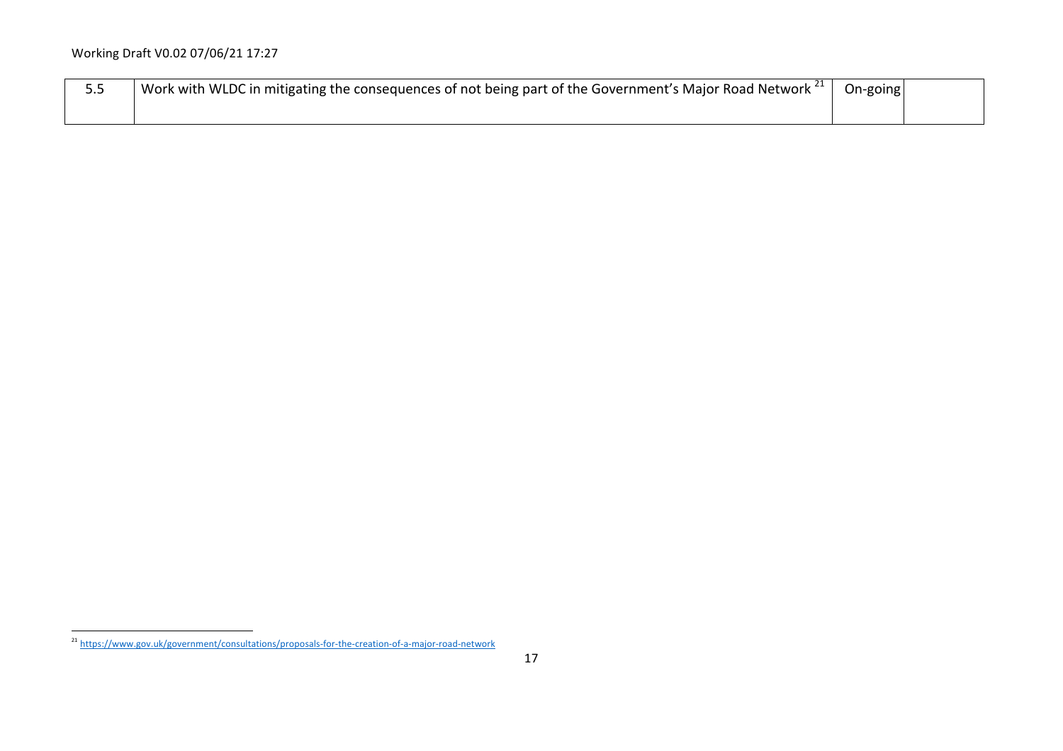| | | | |
|---|---|---|---|
| 5.5 | Work with WLDC in mitigating the consequences of not being part of the Government's Major Road Network [21] | On-going | |

[21] https://www.gov.uk/government/consultations/proposals-for-the-creation-of-a-major-road-network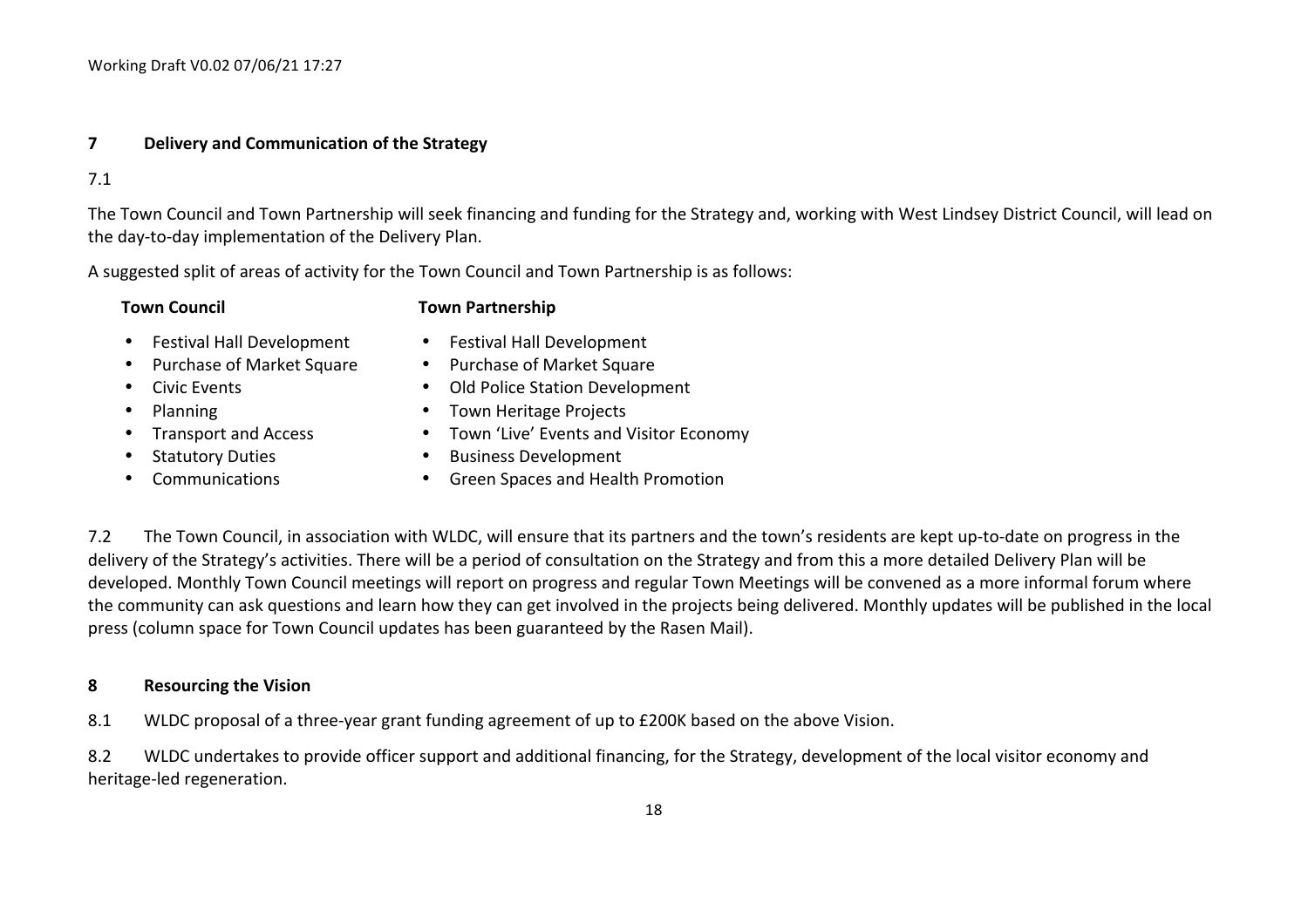## 7 Delivery and Communication of the Strategy

7.1

The Town Council and Town Partnership will seek financing and funding for the Strategy and, working with West Lindsey District Council, will lead on the day-to-day implementation of the Delivery Plan.

A suggested split of areas of activity for the Town Council and Town Partnership is as follows:

**Town Council**

- Festival Hall Development
- Purchase of Market Square
- Civic Events
- Planning
- Transport and Access
- Statutory Duties
- Communications

**Town Partnership**

- Festival Hall Development
- Purchase of Market Square
- Old Police Station Development
- Town Heritage Projects
- Town 'Live' Events and Visitor Economy
- Business Development
- Green Spaces and Health Promotion

7.2 The Town Council, in association with WLDC, will ensure that its partners and the town's residents are kept up-to-date on progress in the delivery of the Strategy's activities. There will be a period of consultation on the Strategy and from this a more detailed Delivery Plan will be developed. Monthly Town Council meetings will report on progress and regular Town Meetings will be convened as a more informal forum where the community can ask questions and learn how they can get involved in the projects being delivered. Monthly updates will be published in the local press (column space for Town Council updates has been guaranteed by the Rasen Mail).

## 8 Resourcing the Vision

8.1 WLDC proposal of a three-year grant funding agreement of up to £200K based on the above Vision.

8.2 WLDC undertakes to provide officer support and additional financing, for the Strategy, development of the local visitor economy and heritage-led regeneration.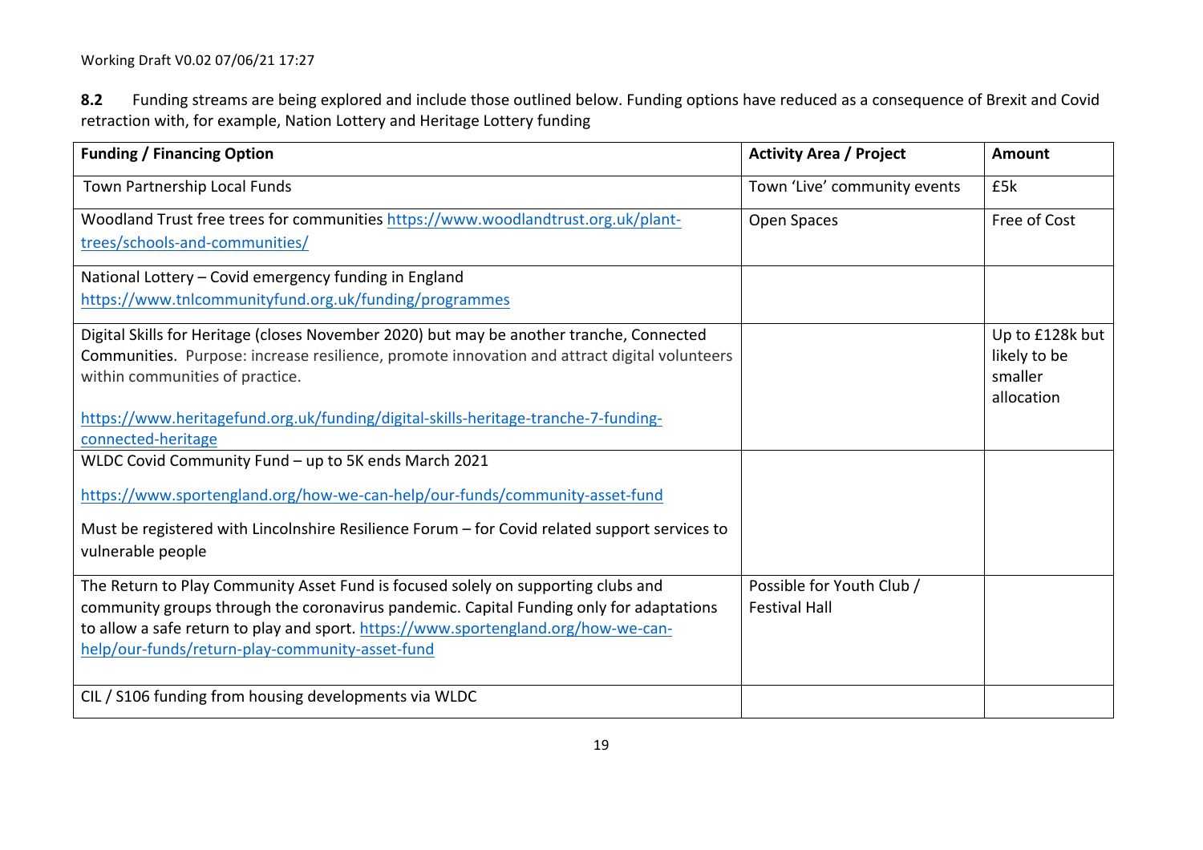**8.2** Funding streams are being explored and include those outlined below. Funding options have reduced as a consequence of Brexit and Covid retraction with, for example, Nation Lottery and Heritage Lottery funding

| Funding / Financing Option | Activity Area / Project | Amount |
|---|---|---|
| Town Partnership Local Funds | Town 'Live' community events | £5k |
| Woodland Trust free trees for communities https://www.woodlandtrust.org.uk/plant-trees/schools-and-communities/ | Open Spaces | Free of Cost |
| National Lottery – Covid emergency funding in England https://www.tnlcommunityfund.org.uk/funding/programmes | | |
| Digital Skills for Heritage (closes November 2020) but may be another tranche, Connected Communities. Purpose: increase resilience, promote innovation and attract digital volunteers within communities of practice. https://www.heritagefund.org.uk/funding/digital-skills-heritage-tranche-7-funding-connected-heritage | | Up to £128k but likely to be smaller allocation |
| WLDC Covid Community Fund – up to 5K ends March 2021 https://www.sportengland.org/how-we-can-help/our-funds/community-asset-fund Must be registered with Lincolnshire Resilience Forum – for Covid related support services to vulnerable people | | |
| The Return to Play Community Asset Fund is focused solely on supporting clubs and community groups through the coronavirus pandemic. Capital Funding only for adaptations to allow a safe return to play and sport. https://www.sportengland.org/how-we-can-help/our-funds/return-play-community-asset-fund | Possible for Youth Club / Festival Hall | |
| CIL / S106 funding from housing developments via WLDC | | |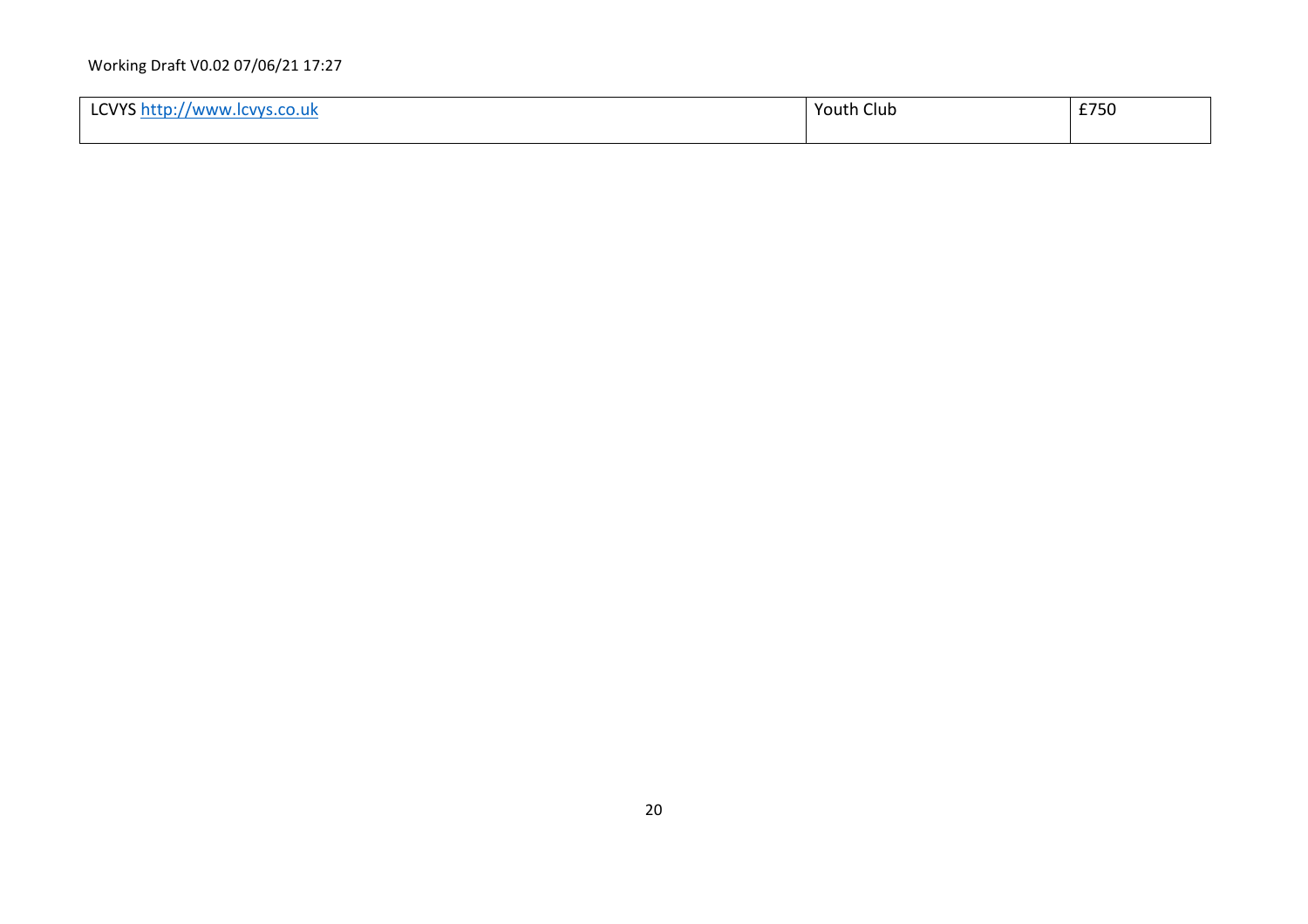| LCVYS http://www.lcvys.co.uk | Youth Club | £750 |
| --- | --- | --- |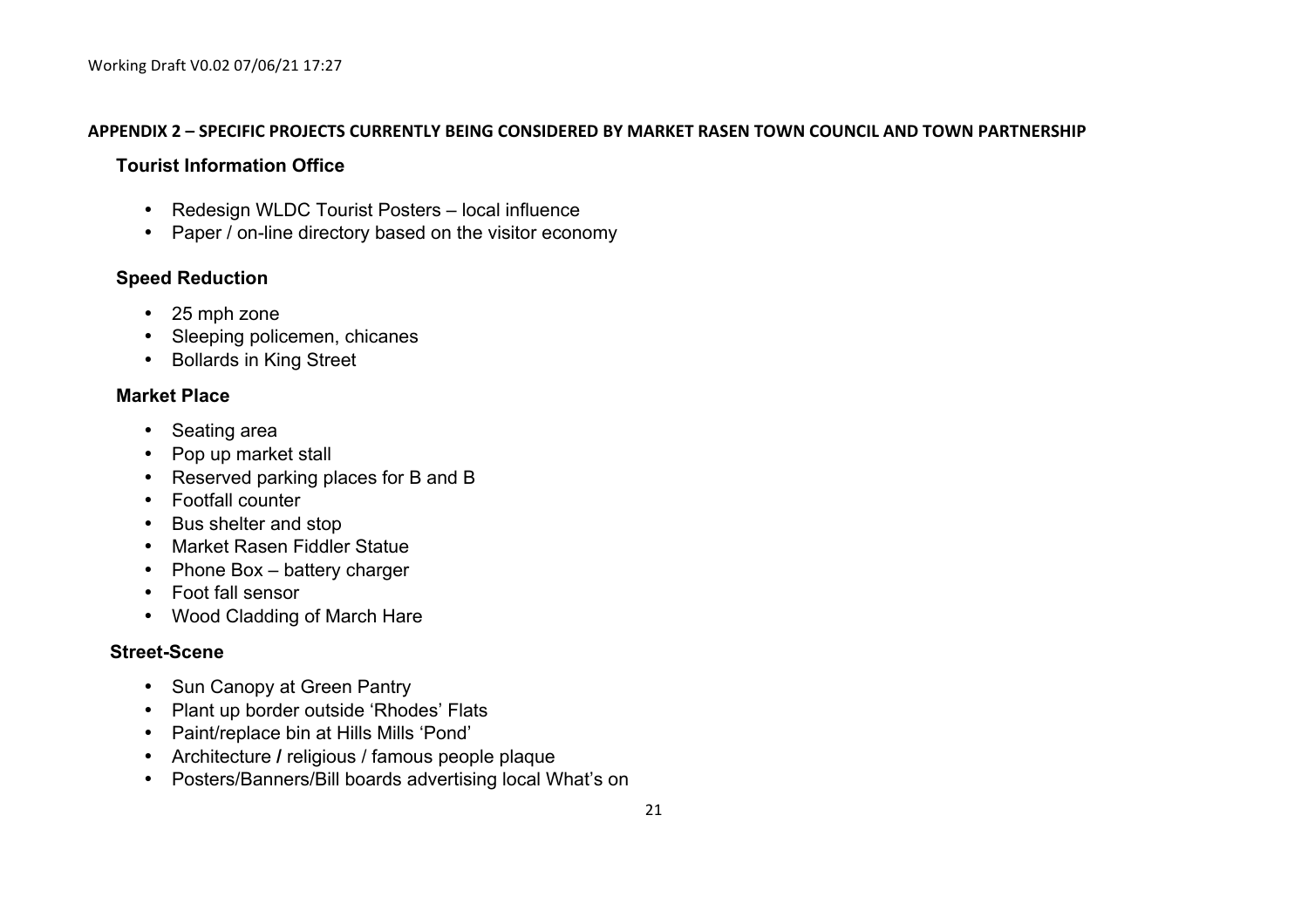## APPENDIX 2 – SPECIFIC PROJECTS CURRENTLY BEING CONSIDERED BY MARKET RASEN TOWN COUNCIL AND TOWN PARTNERSHIP

### Tourist Information Office

- Redesign WLDC Tourist Posters – local influence
- Paper / on-line directory based on the visitor economy

### Speed Reduction

- 25 mph zone
- Sleeping policemen, chicanes
- Bollards in King Street

### Market Place

- Seating area
- Pop up market stall
- Reserved parking places for B and B
- Footfall counter
- Bus shelter and stop
- Market Rasen Fiddler Statue
- Phone Box – battery charger
- Foot fall sensor
- Wood Cladding of March Hare

### Street-Scene

- Sun Canopy at Green Pantry
- Plant up border outside 'Rhodes' Flats
- Paint/replace bin at Hills Mills 'Pond'
- Architecture / religious / famous people plaque
- Posters/Banners/Bill boards advertising local What's on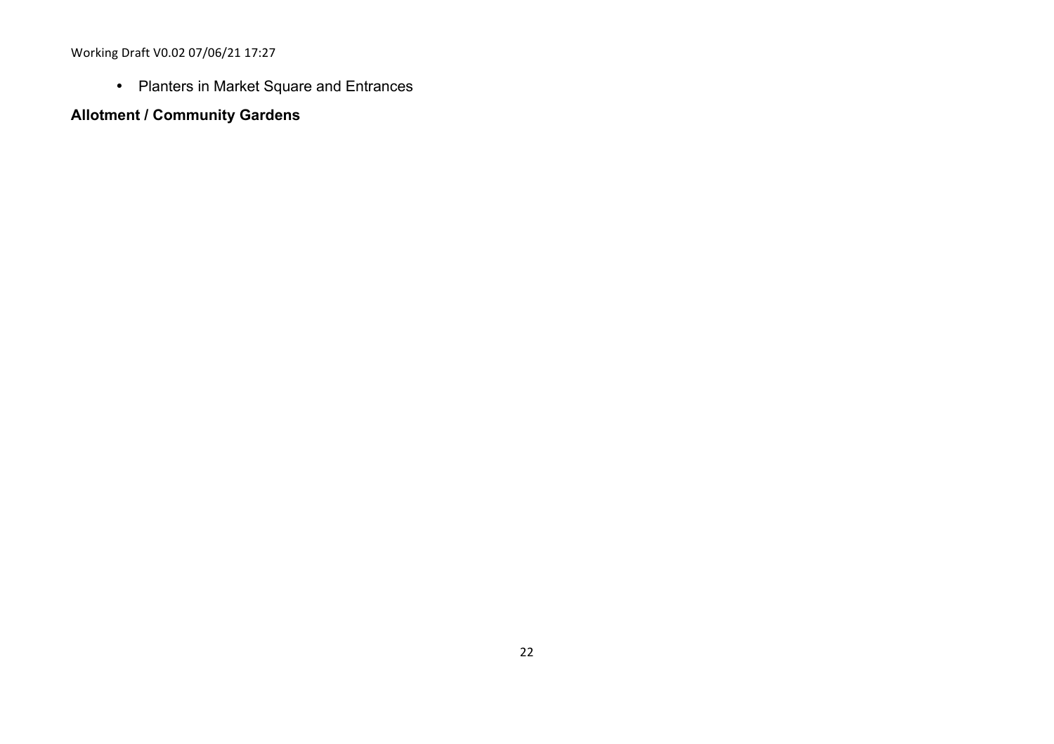- Planters in Market Square and Entrances

**Allotment / Community Gardens**